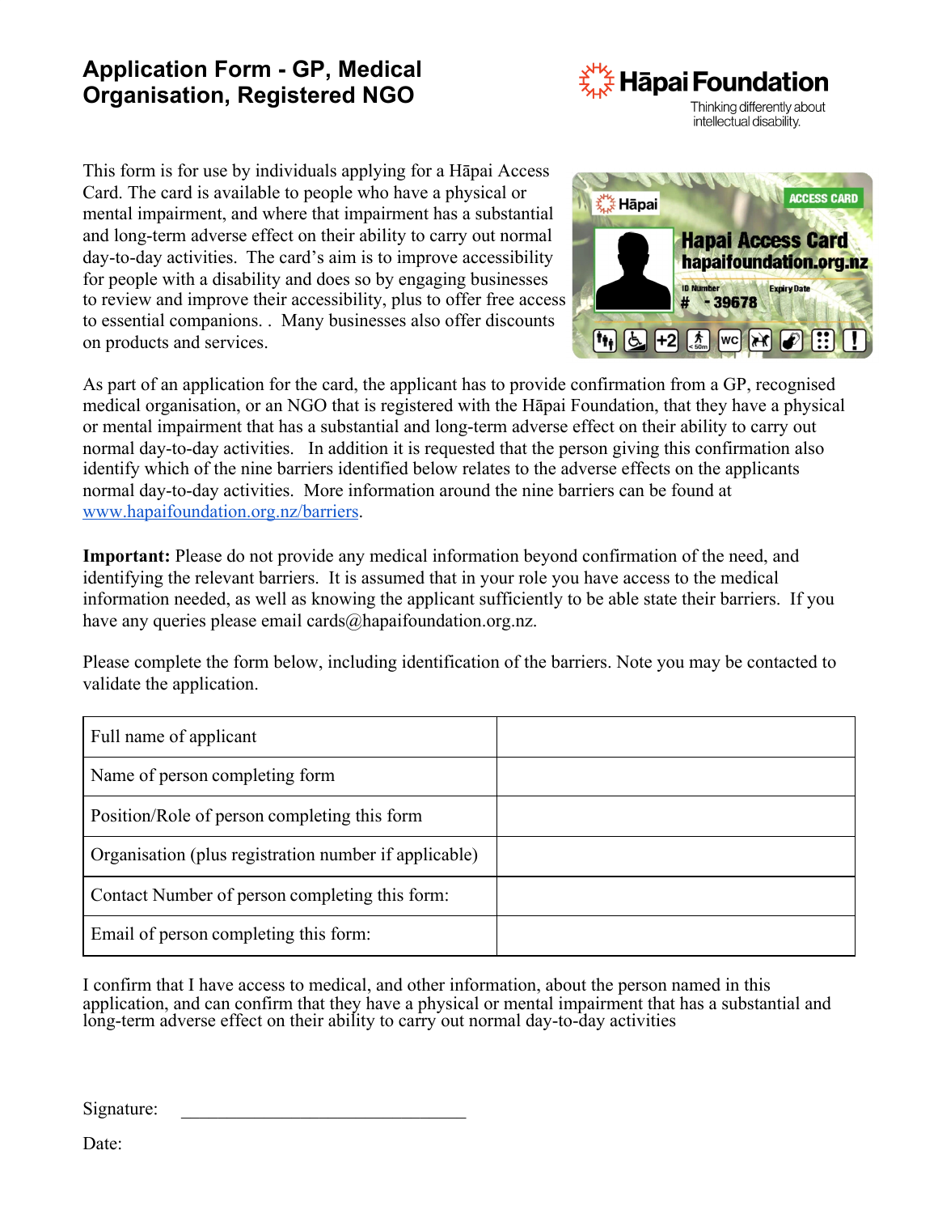# Application Form - GP, Medical Organisation, Registered NGO

**Hāpai Foundation**
Thinking differently about intellectual disability.

This form is for use by individuals applying for a Hāpai Access Card. The card is available to people who have a physical or mental impairment, and where that impairment has a substantial and long-term adverse effect on their ability to carry out normal day-to-day activities. The card's aim is to improve accessibility for people with a disability and does so by engaging businesses to review and improve their accessibility, plus to offer free access to essential companions. . Many businesses also offer discounts on products and services.

As part of an application for the card, the applicant has to provide confirmation from a GP, recognised medical organisation, or an NGO that is registered with the Hāpai Foundation, that they have a physical or mental impairment that has a substantial and long-term adverse effect on their ability to carry out normal day-to-day activities. In addition it is requested that the person giving this confirmation also identify which of the nine barriers identified below relates to the adverse effects on the applicants normal day-to-day activities. More information around the nine barriers can be found at [www.hapaifoundation.org.nz/barriers](www.hapaifoundation.org.nz/barriers).

**Important:** Please do not provide any medical information beyond confirmation of the need, and identifying the relevant barriers. It is assumed that in your role you have access to the medical information needed, as well as knowing the applicant sufficiently to be able state their barriers. If you have any queries please email cards@hapaifoundation.org.nz.

Please complete the form below, including identification of the barriers. Note you may be contacted to validate the application.

| | |
|---|---|
| Full name of applicant | |
| Name of person completing form | |
| Position/Role of person completing this form | |
| Organisation (plus registration number if applicable) | |
| Contact Number of person completing this form: | |
| Email of person completing this form: | |

I confirm that I have access to medical, and other information, about the person named in this application, and can confirm that they have a physical or mental impairment that has a substantial and long-term adverse effect on their ability to carry out normal day-to-day activities

Signature: ______________________________

Date: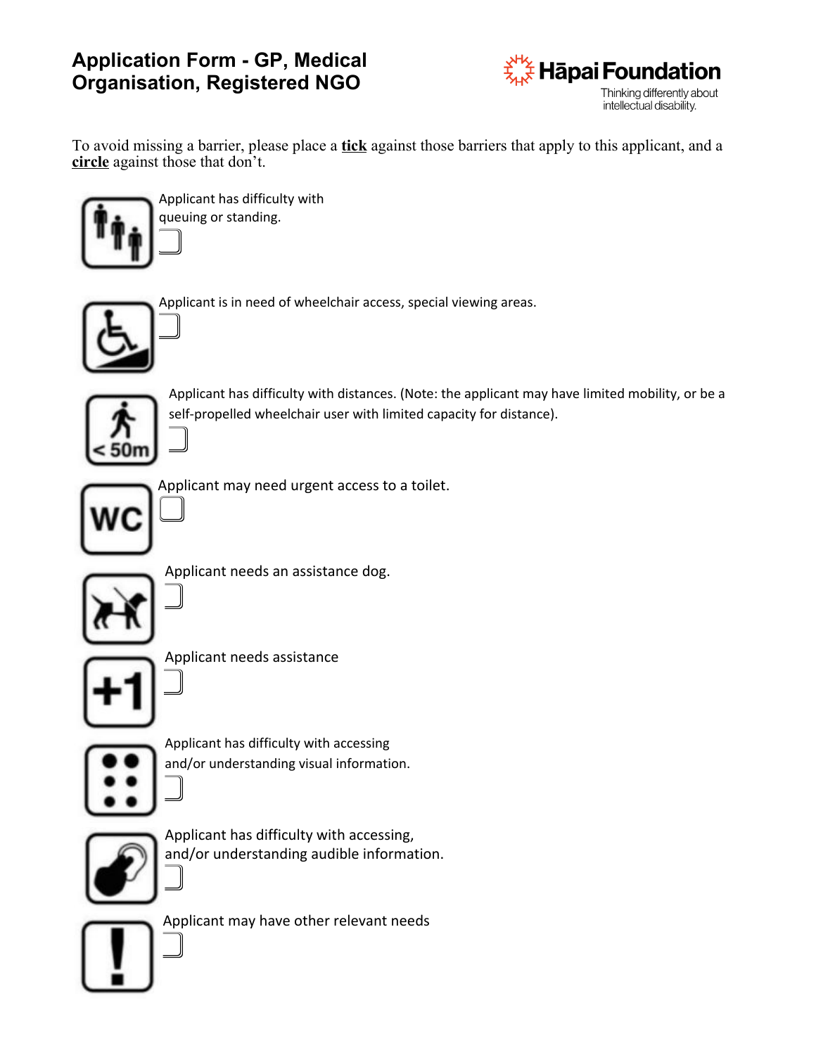# Application Form - GP, Medical Organisation, Registered NGO

Hāpai Foundation

Thinking differently about intellectual disability.

To avoid missing a barrier, please place a **tick** against those barriers that apply to this applicant, and a **circle** against those that don't.

Applicant has difficulty with queuing or standing.

☐

Applicant is in need of wheelchair access, special viewing areas.

☐

Applicant has difficulty with distances. (Note: the applicant may have limited mobility, or be a self-propelled wheelchair user with limited capacity for distance).

☐

Applicant may need urgent access to a toilet.

☐

Applicant needs an assistance dog.

☐

Applicant needs assistance

☐

Applicant has difficulty with accessing and/or understanding visual information.

☐

Applicant has difficulty with accessing, and/or understanding audible information.

☐

Applicant may have other relevant needs

☐